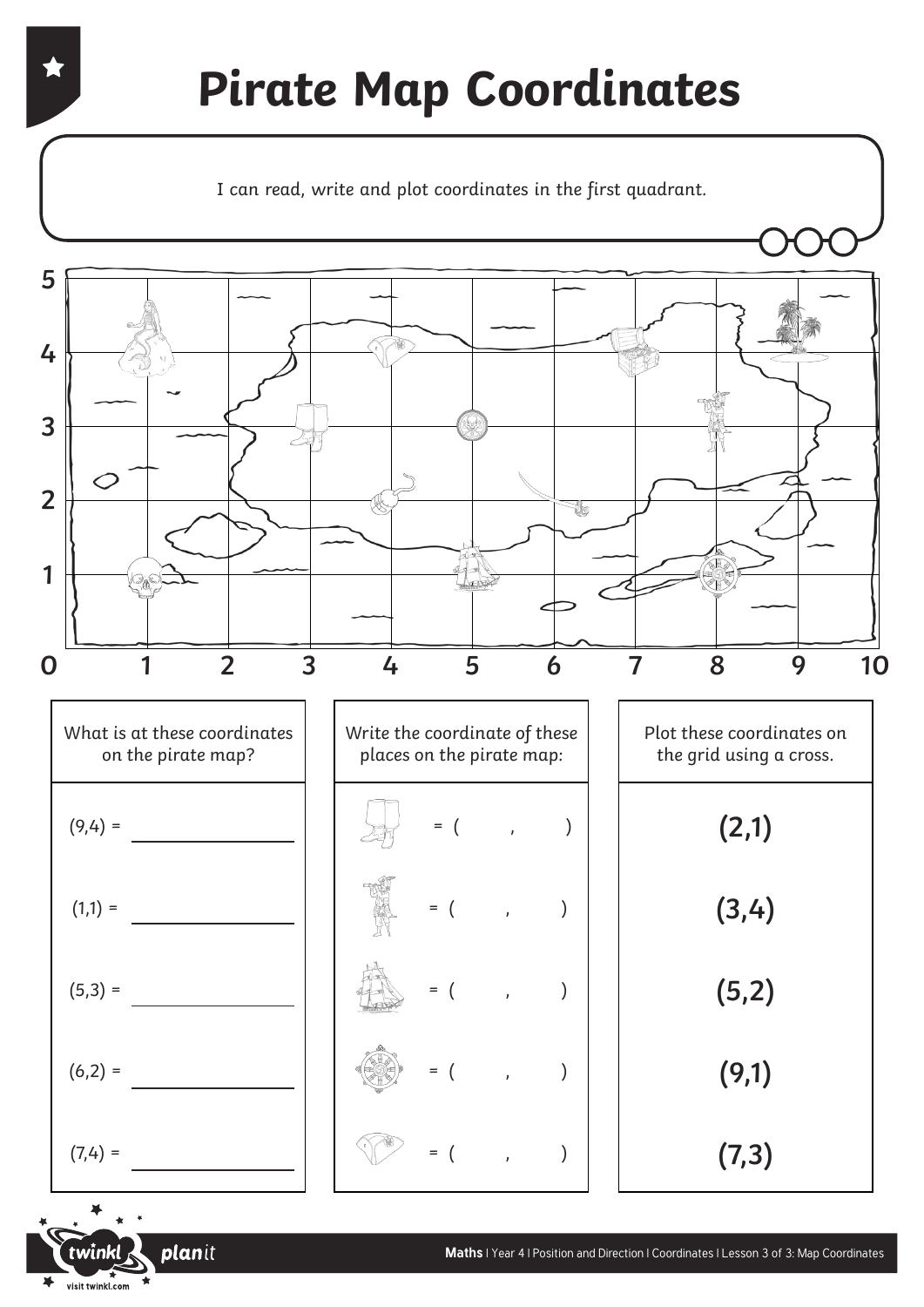# Pirate Map Coordinates

I can read, write and plot coordinates in the first quadrant.

5
4
3
2
1
0 1 2 3 4 5 6 7 8 9 10

| What is at these coordinates on the pirate map? | Write the coordinate of these places on the pirate map: | Plot these coordinates on the grid using a cross. |
|---|---|---|
| (9,4) = ________ | = ( , ) | **(2,1)** |
| (1,1) = ________ | = ( , ) | **(3,4)** |
| (5,3) = ________ | = ( , ) | **(5,2)** |
| (6,2) = ________ | = ( , ) | **(9,1)** |
| (7,4) = ________ | = ( , ) | **(7,3)** |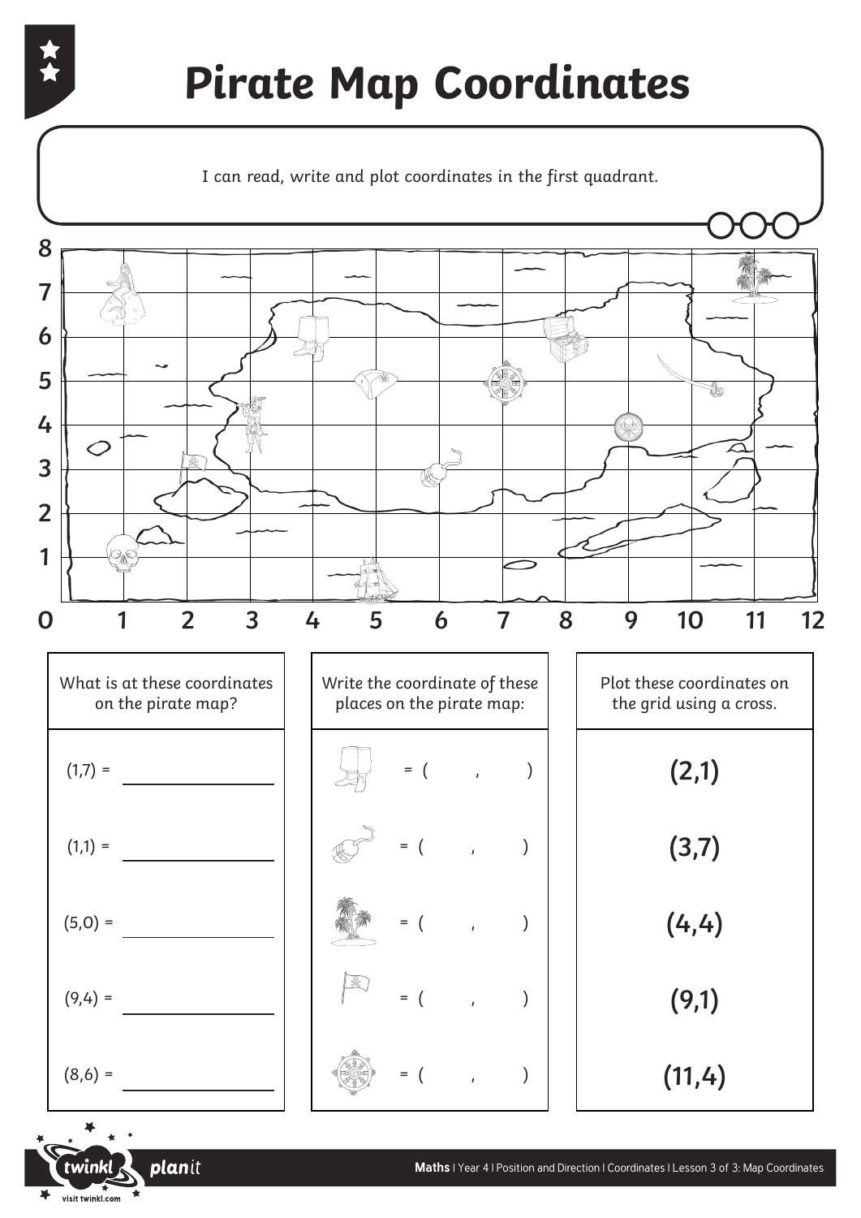# Pirate Map Coordinates

I can read, write and plot coordinates in the first quadrant.

8
7
6
5
4
3
2
1
0 1 2 3 4 5 6 7 8 9 10 11 12

| What is at these coordinates on the pirate map? | Write the coordinate of these places on the pirate map: | Plot these coordinates on the grid using a cross. |
|---|---|---|
| (1,7) = ________ | = ( , ) | **(2,1)** |
| (1,1) = ________ | = ( , ) | **(3,7)** |
| (5,0) = ________ | = ( , ) | **(4,4)** |
| (9,4) = ________ | = ( , ) | **(9,1)** |
| (8,6) = ________ | = ( , ) | **(11,4)** |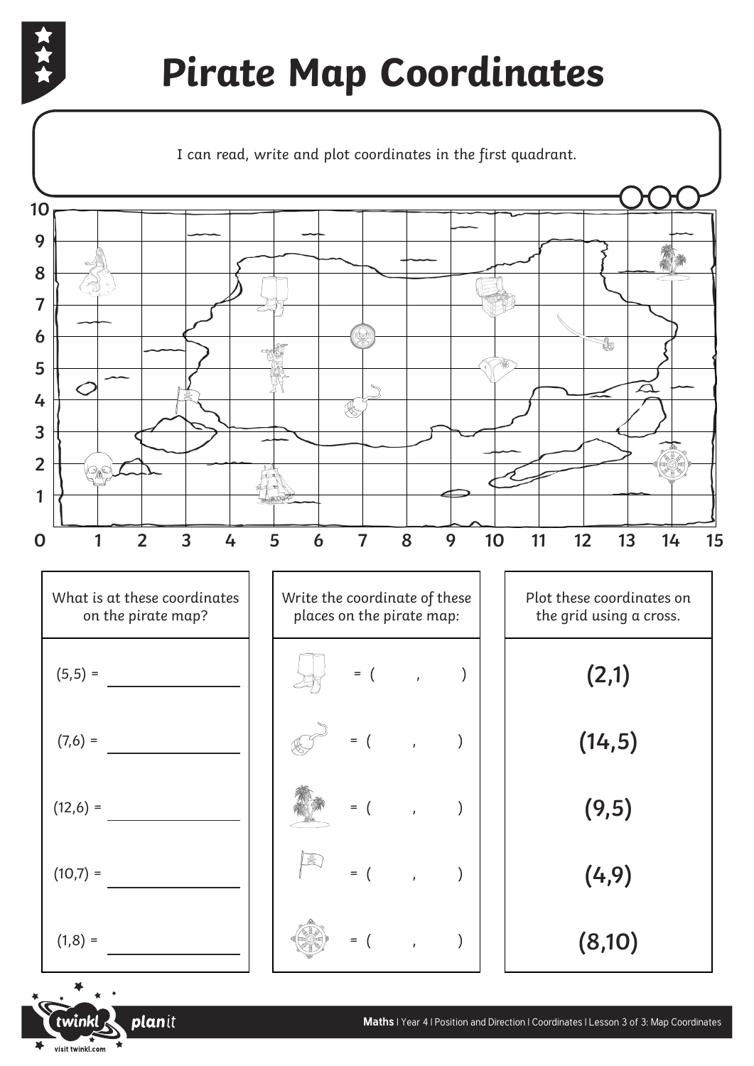# Pirate Map Coordinates

I can read, write and plot coordinates in the first quadrant.

10
9
8
7
6
5
4
3
2
1
0 1 2 3 4 5 6 7 8 9 10 11 12 13 14 15

| What is at these coordinates on the pirate map? | Write the coordinate of these places on the pirate map: | Plot these coordinates on the grid using a cross. |
| --- | --- | --- |
| (5,5) = ____________ | = ( , ) | **(2,1)** |
| (7,6) = ____________ | = ( , ) | **(14,5)** |
| (12,6) = ____________ | = ( , ) | **(9,5)** |
| (10,7) = ____________ | = ( , ) | **(4,9)** |
| (1,8) = ____________ | = ( , ) | **(8,10)** |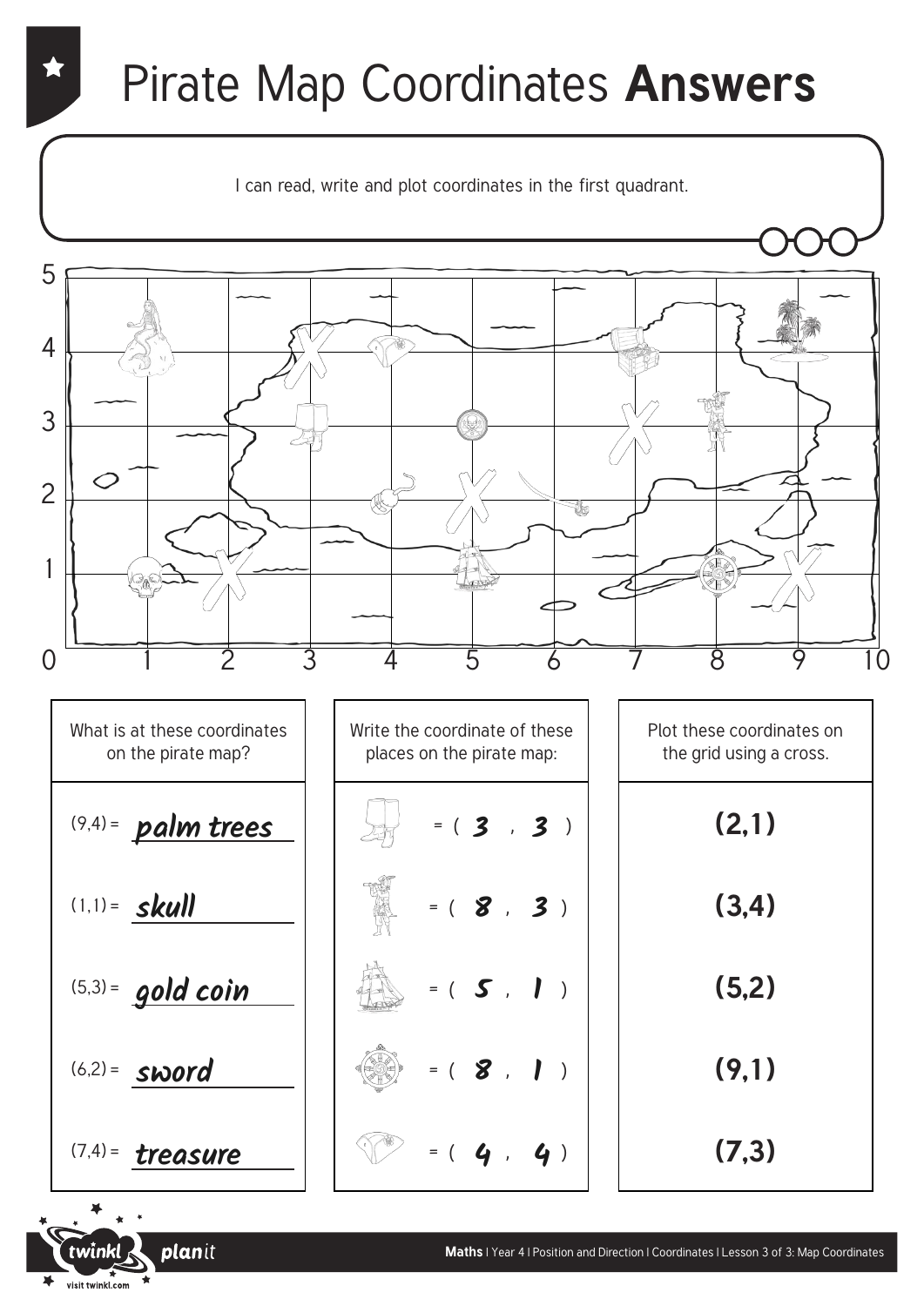# Pirate Map Coordinates **Answers**

I can read, write and plot coordinates in the first quadrant.

5
4
3
2
1
0
1 2 3 4 5 6 7 8 9 10

| What is at these coordinates on the pirate map? | Write the coordinate of these places on the pirate map: | Plot these coordinates on the grid using a cross. |
|---|---|---|
| (9,4) = *palm trees* | = ( 3 , 3 ) | **(2,1)** |
| (1,1) = *skull* | = ( 8 , 3 ) | **(3,4)** |
| (5,3) = *gold coin* | = ( 5 , 1 ) | **(5,2)** |
| (6,2) = *sword* | = ( 8 , 1 ) | **(9,1)** |
| (7,4) = *treasure* | = ( 4 , 4 ) | **(7,3)** |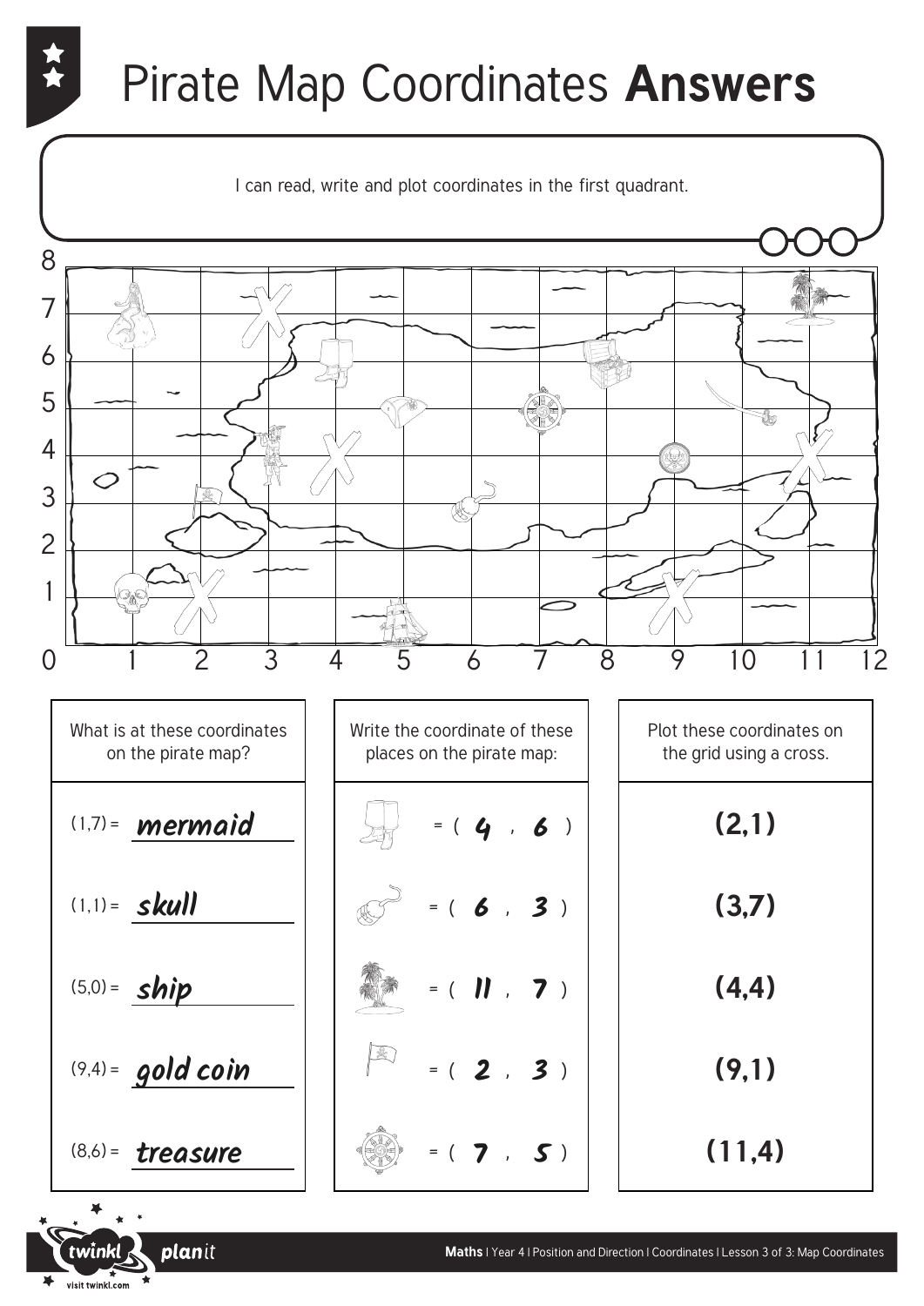# Pirate Map Coordinates **Answers**

I can read, write and plot coordinates in the first quadrant.

8
7
6
5
4
3
2
1
0

1 2 3 4 5 6 7 8 9 10 11 12

| What is at these coordinates on the pirate map? | Write the coordinate of these places on the pirate map: | Plot these coordinates on the grid using a cross. |
| --- | --- | --- |
| (1,7) = *mermaid* | = ( 4 , 6 ) | **(2,1)** |
| (1,1) = *skull* | = ( 6 , 3 ) | **(3,7)** |
| (5,0) = *ship* | = ( 11 , 7 ) | **(4,4)** |
| (9,4) = *gold coin* | = ( 2 , 3 ) | **(9,1)** |
| (8,6) = *treasure* | = ( 7 , 5 ) | **(11,4)** |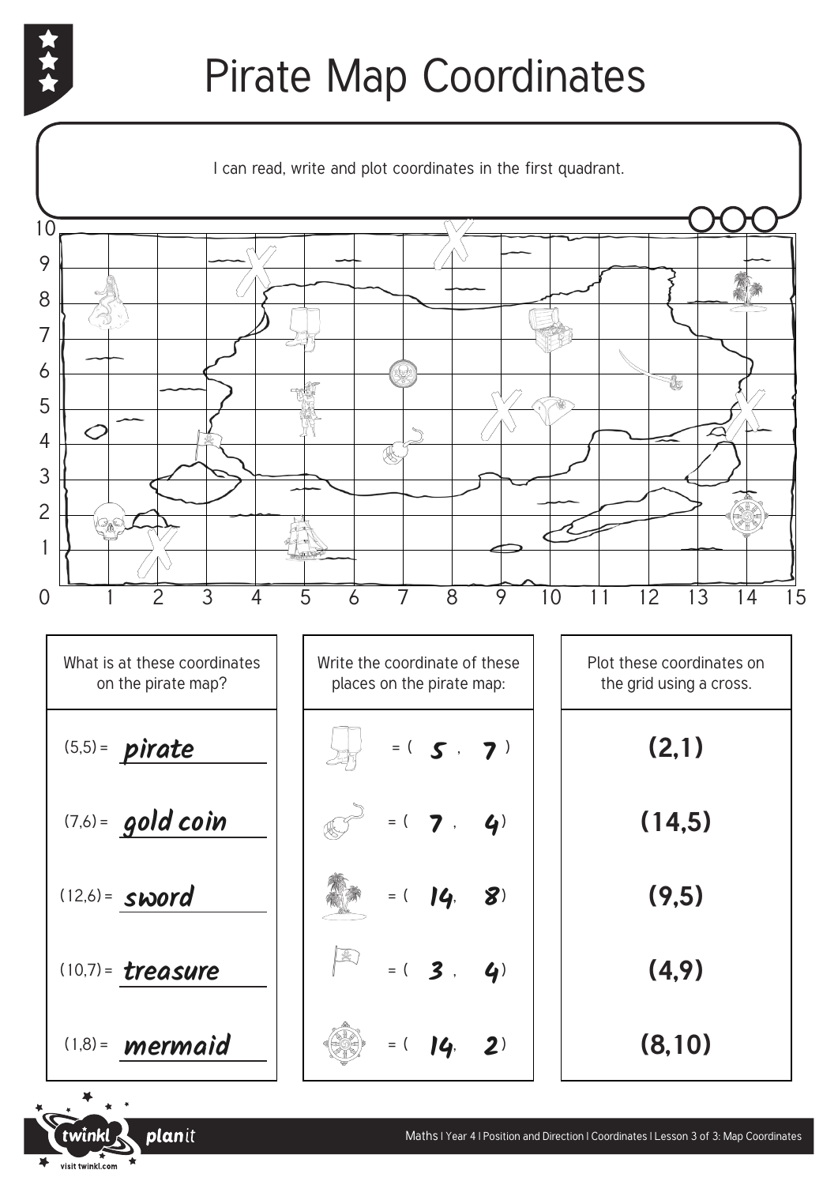# Pirate Map Coordinates

I can read, write and plot coordinates in the first quadrant.

10
9
8
7
6
5
4
3
2
1
0 1 2 3 4 5 6 7 8 9 10 11 12 13 14 15

| What is at these coordinates on the pirate map? | Write the coordinate of these places on the pirate map: | Plot these coordinates on the grid using a cross. |
|---|---|---|
| (5,5) = *pirate* | = ( 5 , 7 ) | **(2,1)** |
| (7,6) = *gold coin* | = ( 7 , 4 ) | **(14,5)** |
| (12,6) = *sword* | = ( 14, 8 ) | **(9,5)** |
| (10,7) = *treasure* | = ( 3 , 4 ) | **(4,9)** |
| (1,8) = *mermaid* | = ( 14, 2 ) | **(8,10)** |